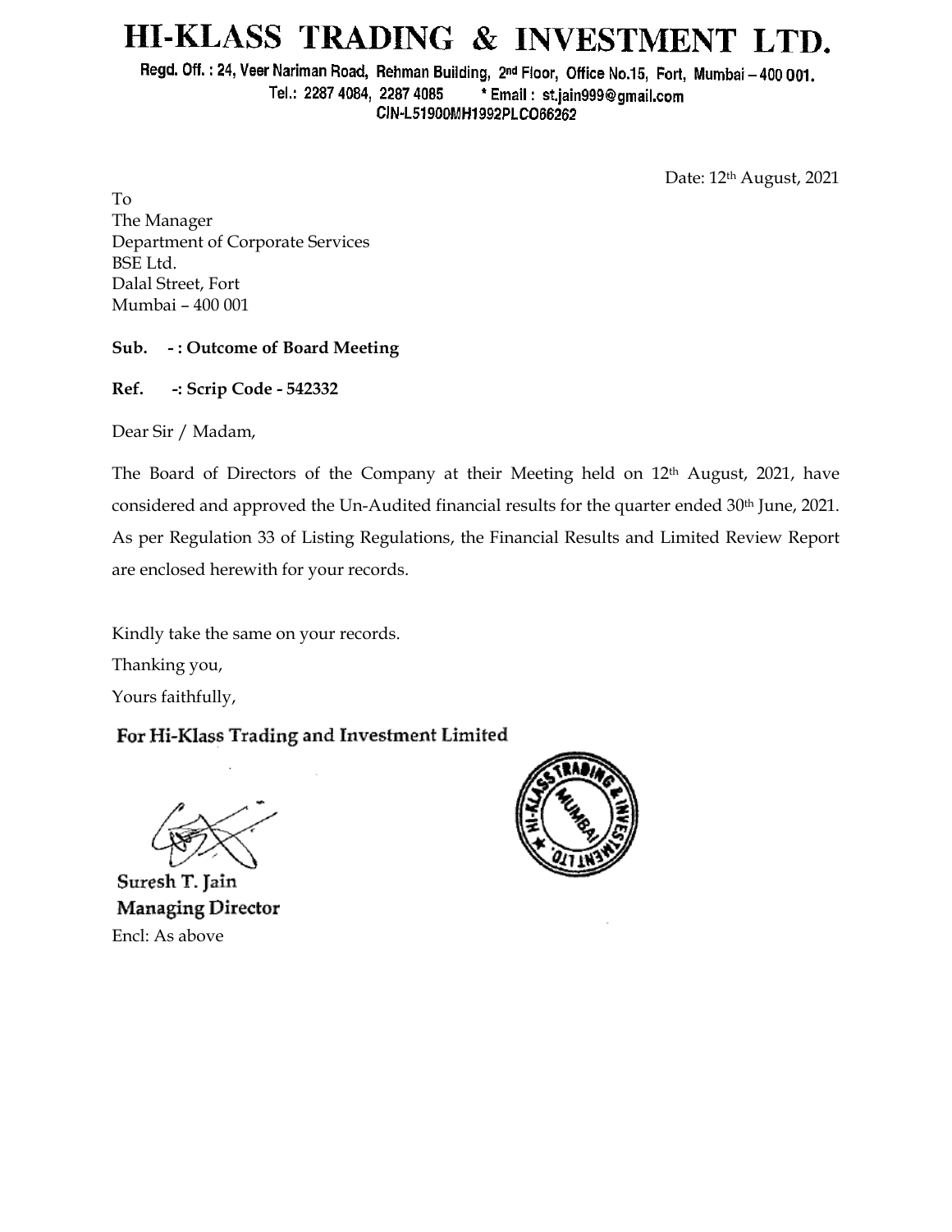# HI-KLASS TRADING & INVESTMENT LTD.

Regd. Off. : 24, Veer Nariman Road, Rehman Building, 2nd Floor, Office No.15, Fort, Mumbai – 400 001.
Tel.: 2287 4084, 2287 4085 * Email : st.jain999@gmail.com
CIN-L51900MH1992PLC066262

Date: 12th August, 2021

To
The Manager
Department of Corporate Services
BSE Ltd.
Dalal Street, Fort
Mumbai – 400 001

**Sub. - : Outcome of Board Meeting**

**Ref. -: Scrip Code - 542332**

Dear Sir / Madam,

The Board of Directors of the Company at their Meeting held on 12th August, 2021, have considered and approved the Un-Audited financial results for the quarter ended 30th June, 2021. As per Regulation 33 of Listing Regulations, the Financial Results and Limited Review Report are enclosed herewith for your records.

Kindly take the same on your records.

Thanking you,

Yours faithfully,

**For Hi-Klass Trading and Investment Limited**

**Suresh T. Jain**
**Managing Director**

Encl: As above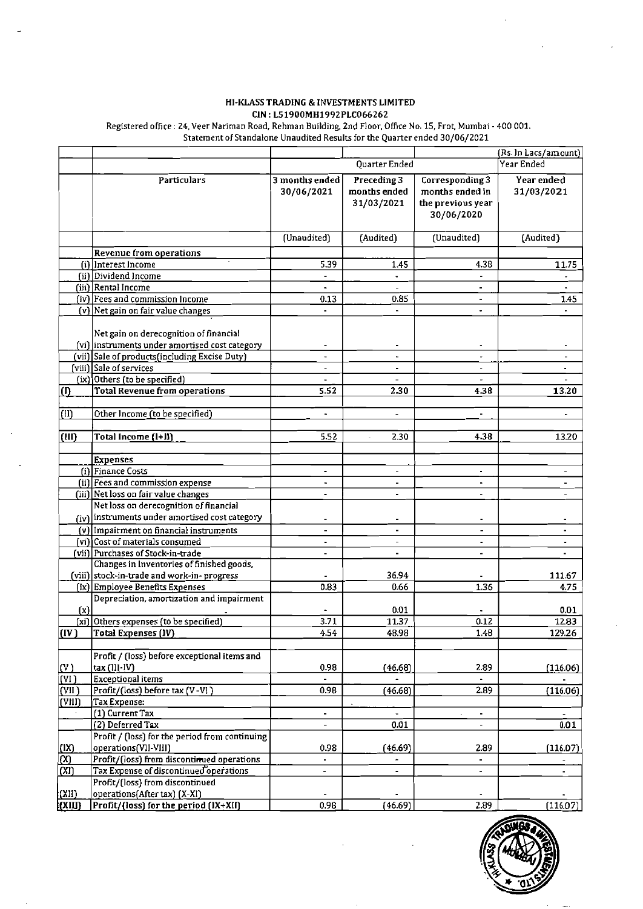**HI-KLASS TRADING & INVESTMENTS LIMITED**

**CIN : L51900MH1992PLC066262**

Registered office : 24, Veer Nariman Road, Rehman Building, 2nd Floor, Office No. 15, Frot, Mumbai - 400 001.

Statement of Standalone Unaudited Results for the Quarter ended 30/06/2021

| | | | | | (Rs. In Lacs/amount) |
|---|---|---|---|---|---|
| | | Quarter Ended | | | Year Ended |
| | Particulars | 3 months ended 30/06/2021 | Preceding 3 months ended 31/03/2021 | Corresponding 3 months ended in the previous year 30/06/2020 | Year ended 31/03/2021 |
| | | (Unaudited) | (Audited) | (Unaudited) | (Audited) |
| | **Revenue from operations** | | | | |
| (i) | Interest Income | 5.39 | 1.45 | 4.38 | 11.75 |
| (ii) | Dividend Income | - | - | - | - |
| (iii) | Rental Income | - | - | - | - |
| (iv) | Fees and commission Income | 0.13 | 0.85 | - | 1.45 |
| (v) | Net gain on fair value changes | - | - | - | - |
| (vi) | Net gain on derecognition of financial instruments under amortised cost category | - | - | - | - |
| (vii) | Sale of products(including Excise Duty) | - | - | - | - |
| (viii) | Sale of services | - | - | - | - |
| (ix) | Others (to be specified) | - | - | - | - |
| (I) | **Total Revenue from operations** | 5.52 | 2.30 | 4.38 | 13.20 |
| (II) | Other Income (to be specified) | - | - | - | - |
| (III) | **Total Income (I+II)** | 5.52 | 2.30 | 4.38 | 13.20 |
| | **Expenses** | | | | |
| (i) | Finance Costs | - | - | - | - |
| (ii) | Fees and commission expense | - | - | - | - |
| (iii) | Net loss on fair value changes | - | - | - | - |
| (iv) | Net loss on derecognition of financial instruments under amortised cost category | - | - | - | - |
| (v) | Impairment on financial instruments | - | - | - | - |
| (vi) | Cost of materials consumed | - | - | - | - |
| (vii) | Purchases of Stock-in-trade | - | - | - | - |
| (viii) | Changes in Inventories of finished goods, stock-in-trade and work-in- progress | - | 36.94 | - | 111.67 |
| (ix) | Employee Benefits Expenses | 0.83 | 0.66 | 1.36 | 4.75 |
| (x) | Depreciation, amortization and impairment | - | 0.01 | - | 0.01 |
| (xi) | Others expenses (to be specified) | 3.71 | 11.37 | 0.12 | 12.83 |
| (IV) | **Total Expenses (IV)** | 4.54 | 48.98 | 1.48 | 129.26 |
| (V) | Profit / (loss) before exceptional items and tax (III-IV) | 0.98 | (46.68) | 2.89 | (116.06) |
| (VI) | Exceptional items | - | - | - | - |
| (VII) | Profit/(loss) before tax (V -VI ) | 0.98 | (46.68) | 2.89 | (116.06) |
| (VIII) | Tax Expense: | | | | |
| | (1) Current Tax | - | - | - | - |
| | (2) Deferred Tax | - | 0.01 | - | 0.01 |
| (IX) | Profit / (loss) for the period from continuing operations(VII-VIII) | 0.98 | (46.69) | 2.89 | (116.07) |
| (X) | Profit/(loss) from discontinued operations | - | - | - | - |
| (XI) | Tax Expense of discontinued operations | - | - | - | - |
| (XII) | Profit/(loss) from discontinued operations(After tax) (X-XI) | - | - | - | - |
| (XIII) | **Profit/(loss) for the period (IX+XII)** | 0.98 | (46.69) | 2.89 | (116.07) |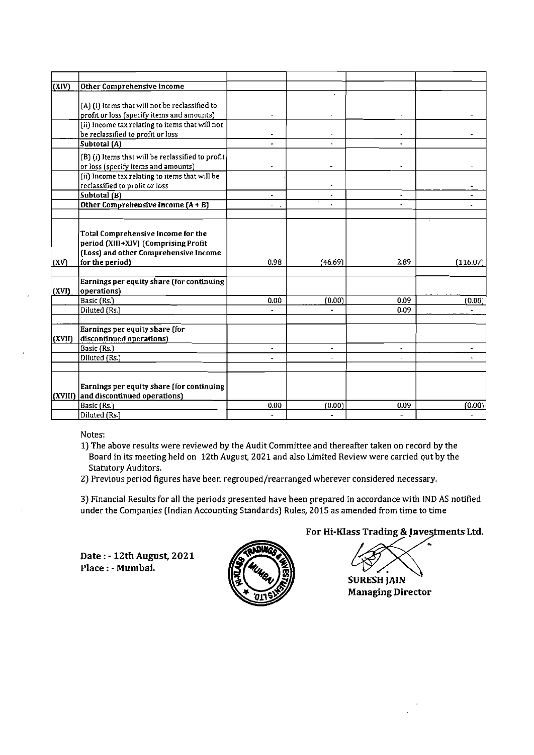| | | | | | |
|---|---|---|---|---|---|
| (XIV) | Other Comprehensive Income | | | | |
| | (A) (i) Items that will not be reclassified to profit or loss (specify items and amounts) | - | - | - | - |
| | (ii) Income tax relating to items that will not be reclassified to profit or loss | - | - | - | - |
| | Subtotal (A) | - | - | - | |
| | (B) (i) Items that will be reclassified to profit or loss (specify items and amounts) | - | - | - | - |
| | (ii) Income tax relating to items that will be reclassified to profit or loss | - | - | - | - |
| | Subtotal (B) | - | - | - | - |
| | Other Comprehensive Income (A + B) | - | - | - | - |
| | | | | | |
| (XV) | Total Comprehensive Income for the period (XIII+XIV) (Comprising Profit (Loss) and other Comprehensive Income for the period) | 0.98 | (46.69) | 2.89 | (116.07) |
| | | | | | |
| (XVI) | Earnings per equity share (for continuing operations) | | | | |
| | Basic (Rs.) | 0.00 | (0.00) | 0.09 | (0.00) |
| | Diluted (Rs.) | - | - | 0.09 | - |
| | | | | | |
| (XVII) | Earnings per equity share (for discontinued operations) | | | | |
| | Basic (Rs.) | - | - | - | - |
| | Diluted (Rs.) | - | - | - | - |
| | | | | | |
| (XVIII) | Earnings per equity share (for continuing and discontinued operations) | | | | |
| | Basic (Rs.) | 0.00 | (0.00) | 0.09 | (0.00) |
| | Diluted (Rs.) | - | - | - | - |

Notes:

1) The above results were reviewed by the Audit Committee and thereafter taken on record by the Board in its meeting held on 12th August, 2021 and also Limited Review were carried out by the Statutory Auditors.
2) Previous period figures have been regrouped/rearranged wherever considered necessary.

3) Financial Results for all the periods presented have been prepared in accordance with IND AS notified under the Companies (Indian Accounting Standards) Rules, 2015 as amended from time to time

**For Hi-Klass Trading & Investments Ltd.**

**Date : - 12th August, 2021**
**Place : - Mumbai.**

**SURESH JAIN**
**Managing Director**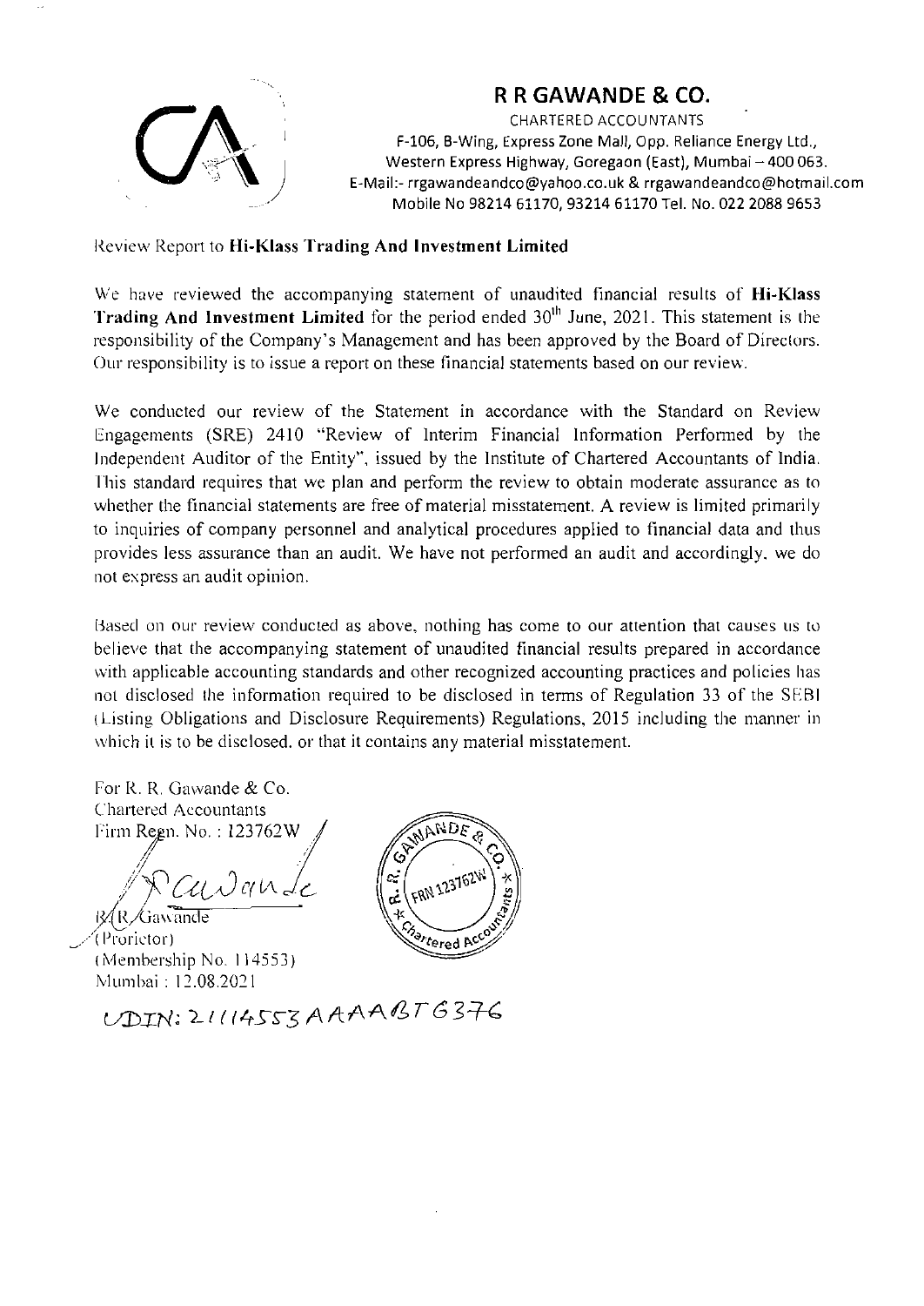# R R GAWANDE & CO.

CHARTERED ACCOUNTANTS

F-106, B-Wing, Express Zone Mall, Opp. Reliance Energy Ltd., Western Express Highway, Goregaon (East), Mumbai – 400 063.

E-Mail:- rrgawandeandco@yahoo.co.uk & rrgawandeandco@hotmail.com

Mobile No 98214 61170, 93214 61170 Tel. No. 022 2088 9653

Review Report to **Hi-Klass Trading And Investment Limited**

We have reviewed the accompanying statement of unaudited financial results of **Hi-Klass Trading And Investment Limited** for the period ended 30th June, 2021. This statement is the responsibility of the Company's Management and has been approved by the Board of Directors. Our responsibility is to issue a report on these financial statements based on our review.

We conducted our review of the Statement in accordance with the Standard on Review Engagements (SRE) 2410 "Review of Interim Financial Information Performed by the Independent Auditor of the Entity", issued by the Institute of Chartered Accountants of India. This standard requires that we plan and perform the review to obtain moderate assurance as to whether the financial statements are free of material misstatement. A review is limited primarily to inquiries of company personnel and analytical procedures applied to financial data and thus provides less assurance than an audit. We have not performed an audit and accordingly, we do not express an audit opinion.

Based on our review conducted as above, nothing has come to our attention that causes us to believe that the accompanying statement of unaudited financial results prepared in accordance with applicable accounting standards and other recognized accounting practices and policies has not disclosed the information required to be disclosed in terms of Regulation 33 of the SEBI (Listing Obligations and Disclosure Requirements) Regulations, 2015 including the manner in which it is to be disclosed, or that it contains any material misstatement.

For R. R. Gawande & Co.
Chartered Accountants
Firm Regn. No. : 123762W

R. R. Gawande
(Proprietor)
(Membership No. 114553)
Mumbai : 12.08.2021

UDIN: 21114553AAAABT6376